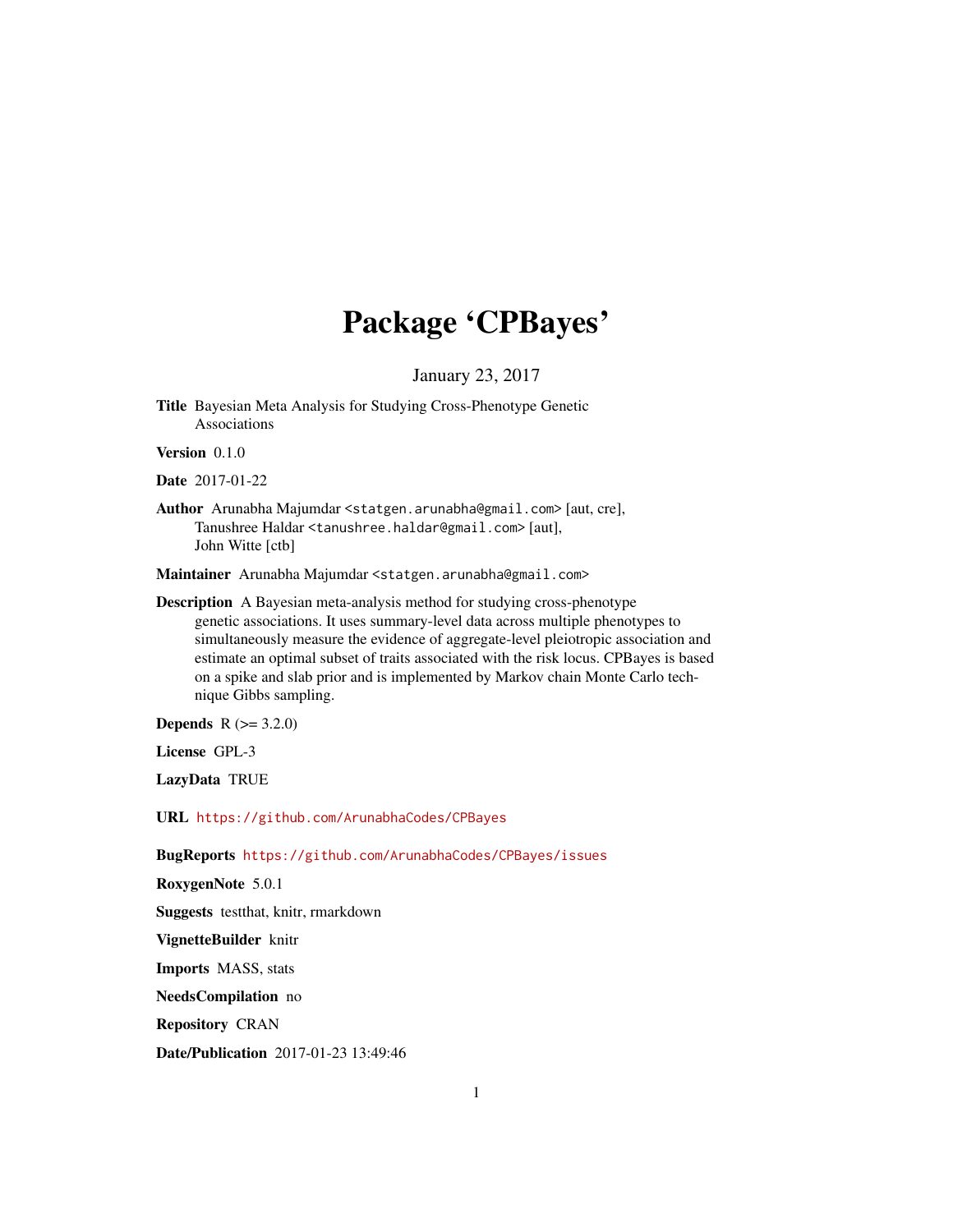# Package 'CPBayes'

January 23, 2017

**Title** Bayesian Meta Analysis for Studying Cross-Phenotype Genetic Associations

**Version** 0.1.0

**Date** 2017-01-22

**Author** Arunabha Majumdar <statgen.arunabha@gmail.com> [aut, cre], Tanushree Haldar <tanushree.haldar@gmail.com> [aut], John Witte [ctb]

**Maintainer** Arunabha Majumdar <statgen.arunabha@gmail.com>

**Description** A Bayesian meta-analysis method for studying cross-phenotype genetic associations. It uses summary-level data across multiple phenotypes to simultaneously measure the evidence of aggregate-level pleiotropic association and estimate an optimal subset of traits associated with the risk locus. CPBayes is based on a spike and slab prior and is implemented by Markov chain Monte Carlo technique Gibbs sampling.

**Depends** R (>= 3.2.0)

**License** GPL-3

**LazyData** TRUE

**URL** https://github.com/ArunabhaCodes/CPBayes

**BugReports** https://github.com/ArunabhaCodes/CPBayes/issues

**RoxygenNote** 5.0.1

**Suggests** testthat, knitr, rmarkdown

**VignetteBuilder** knitr

**Imports** MASS, stats

**NeedsCompilation** no

**Repository** CRAN

**Date/Publication** 2017-01-23 13:49:46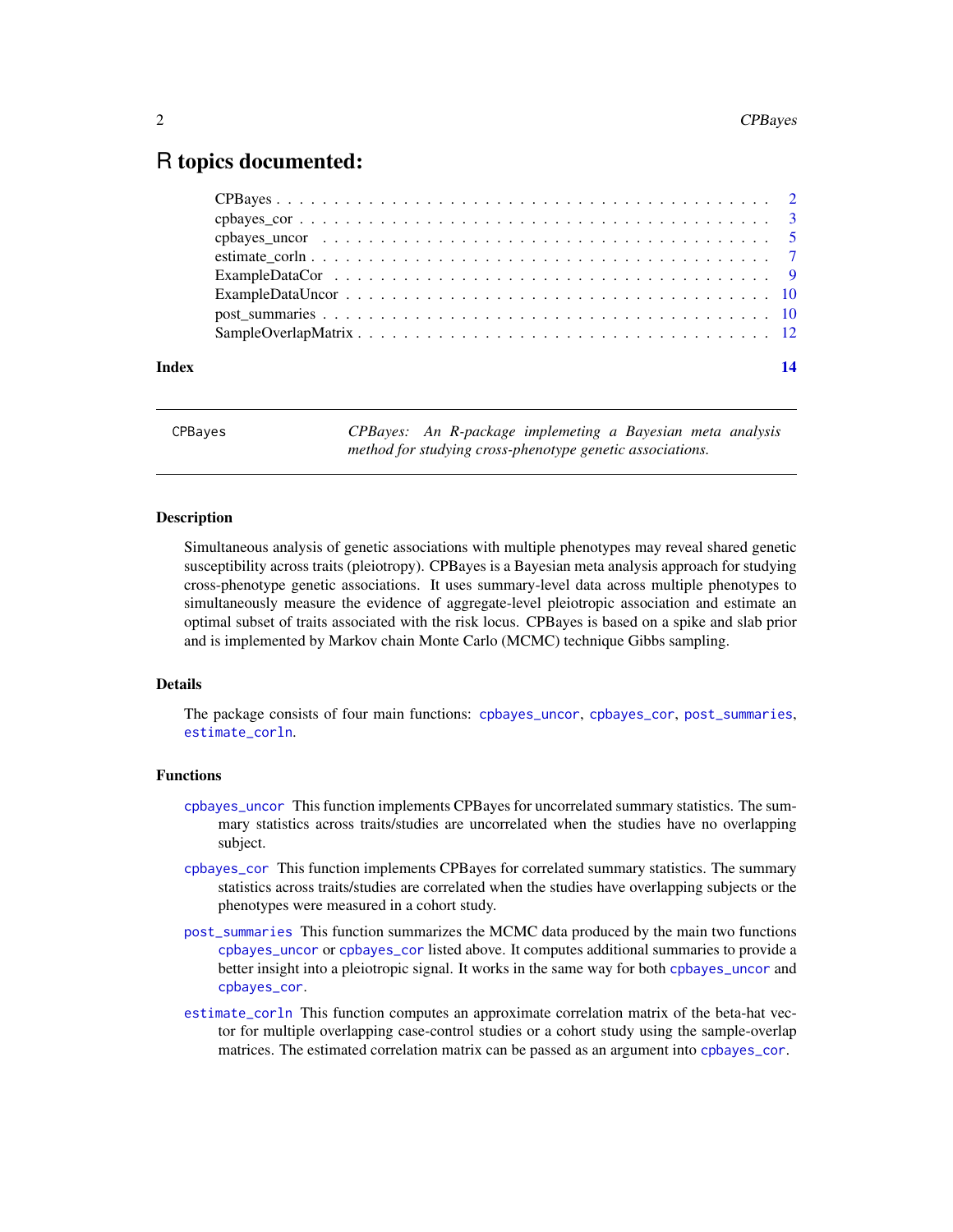# R topics documented:

| | |
|---|---|
| CPBayes | 2 |
| cpbayes_cor | 3 |
| cpbayes_uncor | 5 |
| estimate_corln | 7 |
| ExampleDataCor | 9 |
| ExampleDataUncor | 10 |
| post_summaries | 10 |
| SampleOverlapMatrix | 12 |
| **Index** | **14** |

---

CPBayes — *CPBayes: An R-package implemeting a Bayesian meta analysis method for studying cross-phenotype genetic associations.*

---

### Description

Simultaneous analysis of genetic associations with multiple phenotypes may reveal shared genetic susceptibility across traits (pleiotropy). CPBayes is a Bayesian meta analysis approach for studying cross-phenotype genetic associations. It uses summary-level data across multiple phenotypes to simultaneously measure the evidence of aggregate-level pleiotropic association and estimate an optimal subset of traits associated with the risk locus. CPBayes is based on a spike and slab prior and is implemented by Markov chain Monte Carlo (MCMC) technique Gibbs sampling.

### Details

The package consists of four main functions: `cpbayes_uncor`, `cpbayes_cor`, `post_summaries`, `estimate_corln`.

### Functions

`cpbayes_uncor` This function implements CPBayes for uncorrelated summary statistics. The summary statistics across traits/studies are uncorrelated when the studies have no overlapping subject.

`cpbayes_cor` This function implements CPBayes for correlated summary statistics. The summary statistics across traits/studies are correlated when the studies have overlapping subjects or the phenotypes were measured in a cohort study.

`post_summaries` This function summarizes the MCMC data produced by the main two functions `cpbayes_uncor` or `cpbayes_cor` listed above. It computes additional summaries to provide a better insight into a pleiotropic signal. It works in the same way for both `cpbayes_uncor` and `cpbayes_cor`.

`estimate_corln` This function computes an approximate correlation matrix of the beta-hat vector for multiple overlapping case-control studies or a cohort study using the sample-overlap matrices. The estimated correlation matrix can be passed as an argument into `cpbayes_cor`.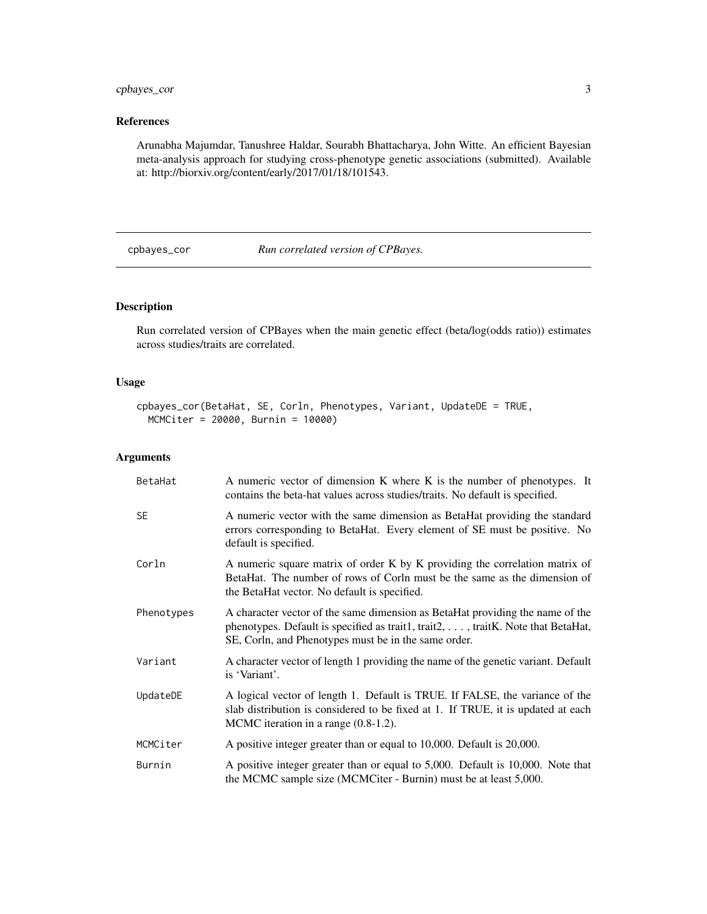## References

Arunabha Majumdar, Tanushree Haldar, Sourabh Bhattacharya, John Witte. An efficient Bayesian meta-analysis approach for studying cross-phenotype genetic associations (submitted). Available at: http://biorxiv.org/content/early/2017/01/18/101543.

---

# cpbayes_cor — *Run correlated version of CPBayes.*

---

## Description

Run correlated version of CPBayes when the main genetic effect (beta/log(odds ratio)) estimates across studies/traits are correlated.

## Usage

```
cpbayes_cor(BetaHat, SE, Corln, Phenotypes, Variant, UpdateDE = TRUE,
  MCMCiter = 20000, Burnin = 10000)
```

## Arguments

| Argument | Description |
|---|---|
| `BetaHat` | A numeric vector of dimension K where K is the number of phenotypes. It contains the beta-hat values across studies/traits. No default is specified. |
| `SE` | A numeric vector with the same dimension as BetaHat providing the standard errors corresponding to BetaHat. Every element of SE must be positive. No default is specified. |
| `Corln` | A numeric square matrix of order K by K providing the correlation matrix of BetaHat. The number of rows of Corln must be the same as the dimension of the BetaHat vector. No default is specified. |
| `Phenotypes` | A character vector of the same dimension as BetaHat providing the name of the phenotypes. Default is specified as trait1, trait2, . . . , traitK. Note that BetaHat, SE, Corln, and Phenotypes must be in the same order. |
| `Variant` | A character vector of length 1 providing the name of the genetic variant. Default is 'Variant'. |
| `UpdateDE` | A logical vector of length 1. Default is TRUE. If FALSE, the variance of the slab distribution is considered to be fixed at 1. If TRUE, it is updated at each MCMC iteration in a range (0.8-1.2). |
| `MCMCiter` | A positive integer greater than or equal to 10,000. Default is 20,000. |
| `Burnin` | A positive integer greater than or equal to 5,000. Default is 10,000. Note that the MCMC sample size (MCMCiter - Burnin) must be at least 5,000. |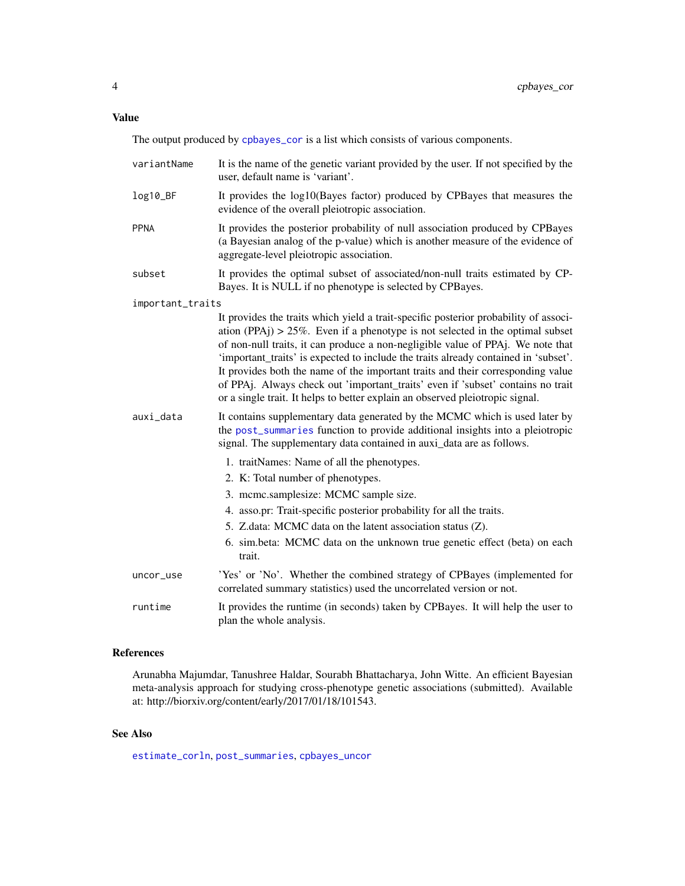## Value

The output produced by `cpbayes_cor` is a list which consists of various components.

**`variantName`** It is the name of the genetic variant provided by the user. If not specified by the user, default name is 'variant'.

**`log10_BF`** It provides the log10(Bayes factor) produced by CPBayes that measures the evidence of the overall pleiotropic association.

**`PPNA`** It provides the posterior probability of null association produced by CPBayes (a Bayesian analog of the p-value) which is another measure of the evidence of aggregate-level pleiotropic association.

**`subset`** It provides the optimal subset of associated/non-null traits estimated by CPBayes. It is NULL if no phenotype is selected by CPBayes.

**`important_traits`** It provides the traits which yield a trait-specific posterior probability of association (PPAj) > 25%. Even if a phenotype is not selected in the optimal subset of non-null traits, it can produce a non-negligible value of PPAj. We note that 'important_traits' is expected to include the traits already contained in 'subset'. It provides both the name of the important traits and their corresponding value of PPAj. Always check out 'important_traits' even if 'subset' contains no trait or a single trait. It helps to better explain an observed pleiotropic signal.

**`auxi_data`** It contains supplementary data generated by the MCMC which is used later by the `post_summaries` function to provide additional insights into a pleiotropic signal. The supplementary data contained in auxi_data are as follows.

1. traitNames: Name of all the phenotypes.
2. K: Total number of phenotypes.
3. mcmc.samplesize: MCMC sample size.
4. asso.pr: Trait-specific posterior probability for all the traits.
5. Z.data: MCMC data on the latent association status (Z).
6. sim.beta: MCMC data on the unknown true genetic effect (beta) on each trait.

**`uncor_use`** 'Yes' or 'No'. Whether the combined strategy of CPBayes (implemented for correlated summary statistics) used the uncorrelated version or not.

**`runtime`** It provides the runtime (in seconds) taken by CPBayes. It will help the user to plan the whole analysis.

## References

Arunabha Majumdar, Tanushree Haldar, Sourabh Bhattacharya, John Witte. An efficient Bayesian meta-analysis approach for studying cross-phenotype genetic associations (submitted). Available at: http://biorxiv.org/content/early/2017/01/18/101543.

## See Also

`estimate_corln`, `post_summaries`, `cpbayes_uncor`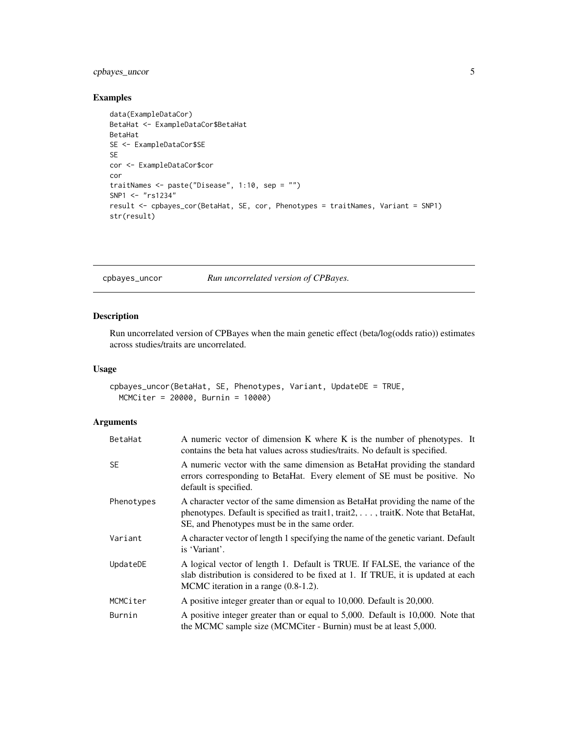## Examples

```
data(ExampleDataCor)
BetaHat <- ExampleDataCor$BetaHat
BetaHat
SE <- ExampleDataCor$SE
SE
cor <- ExampleDataCor$cor
cor
traitNames <- paste("Disease", 1:10, sep = "")
SNP1 <- "rs1234"
result <- cpbayes_cor(BetaHat, SE, cor, Phenotypes = traitNames, Variant = SNP1)
str(result)
```

---

# cpbayes_uncor — *Run uncorrelated version of CPBayes.*

## Description

Run uncorrelated version of CPBayes when the main genetic effect (beta/log(odds ratio)) estimates across studies/traits are uncorrelated.

## Usage

```
cpbayes_uncor(BetaHat, SE, Phenotypes, Variant, UpdateDE = TRUE,
  MCMCiter = 20000, Burnin = 10000)
```

## Arguments

| | |
|---|---|
| BetaHat | A numeric vector of dimension K where K is the number of phenotypes. It contains the beta hat values across studies/traits. No default is specified. |
| SE | A numeric vector with the same dimension as BetaHat providing the standard errors corresponding to BetaHat. Every element of SE must be positive. No default is specified. |
| Phenotypes | A character vector of the same dimension as BetaHat providing the name of the phenotypes. Default is specified as trait1, trait2, . . . , traitK. Note that BetaHat, SE, and Phenotypes must be in the same order. |
| Variant | A character vector of length 1 specifying the name of the genetic variant. Default is 'Variant'. |
| UpdateDE | A logical vector of length 1. Default is TRUE. If FALSE, the variance of the slab distribution is considered to be fixed at 1. If TRUE, it is updated at each MCMC iteration in a range (0.8-1.2). |
| MCMCiter | A positive integer greater than or equal to 10,000. Default is 20,000. |
| Burnin | A positive integer greater than or equal to 5,000. Default is 10,000. Note that the MCMC sample size (MCMCiter - Burnin) must be at least 5,000. |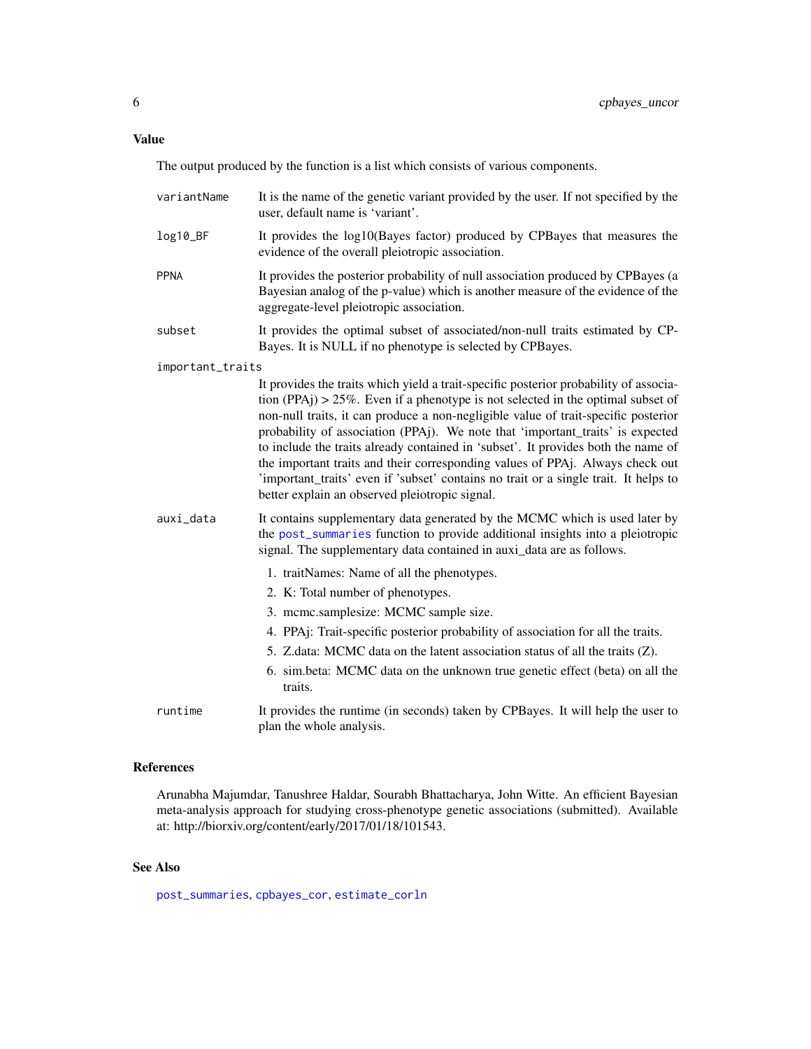## Value

The output produced by the function is a list which consists of various components.

- **variantName** It is the name of the genetic variant provided by the user. If not specified by the user, default name is 'variant'.
- **log10_BF** It provides the log10(Bayes factor) produced by CPBayes that measures the evidence of the overall pleiotropic association.
- **PPNA** It provides the posterior probability of null association produced by CPBayes (a Bayesian analog of the p-value) which is another measure of the evidence of the aggregate-level pleiotropic association.
- **subset** It provides the optimal subset of associated/non-null traits estimated by CPBayes. It is NULL if no phenotype is selected by CPBayes.
- **important_traits** It provides the traits which yield a trait-specific posterior probability of association (PPAj) > 25%. Even if a phenotype is not selected in the optimal subset of non-null traits, it can produce a non-negligible value of trait-specific posterior probability of association (PPAj). We note that 'important_traits' is expected to include the traits already contained in 'subset'. It provides both the name of the important traits and their corresponding values of PPAj. Always check out 'important_traits' even if 'subset' contains no trait or a single trait. It helps to better explain an observed pleiotropic signal.
- **auxi_data** It contains supplementary data generated by the MCMC which is used later by the `post_summaries` function to provide additional insights into a pleiotropic signal. The supplementary data contained in auxi_data are as follows.
  1. traitNames: Name of all the phenotypes.
  2. K: Total number of phenotypes.
  3. mcmc.samplesize: MCMC sample size.
  4. PPAj: Trait-specific posterior probability of association for all the traits.
  5. Z.data: MCMC data on the latent association status of all the traits (Z).
  6. sim.beta: MCMC data on the unknown true genetic effect (beta) on all the traits.
- **runtime** It provides the runtime (in seconds) taken by CPBayes. It will help the user to plan the whole analysis.

## References

Arunabha Majumdar, Tanushree Haldar, Sourabh Bhattacharya, John Witte. An efficient Bayesian meta-analysis approach for studying cross-phenotype genetic associations (submitted). Available at: http://biorxiv.org/content/early/2017/01/18/101543.

## See Also

`post_summaries`, `cpbayes_cor`, `estimate_corln`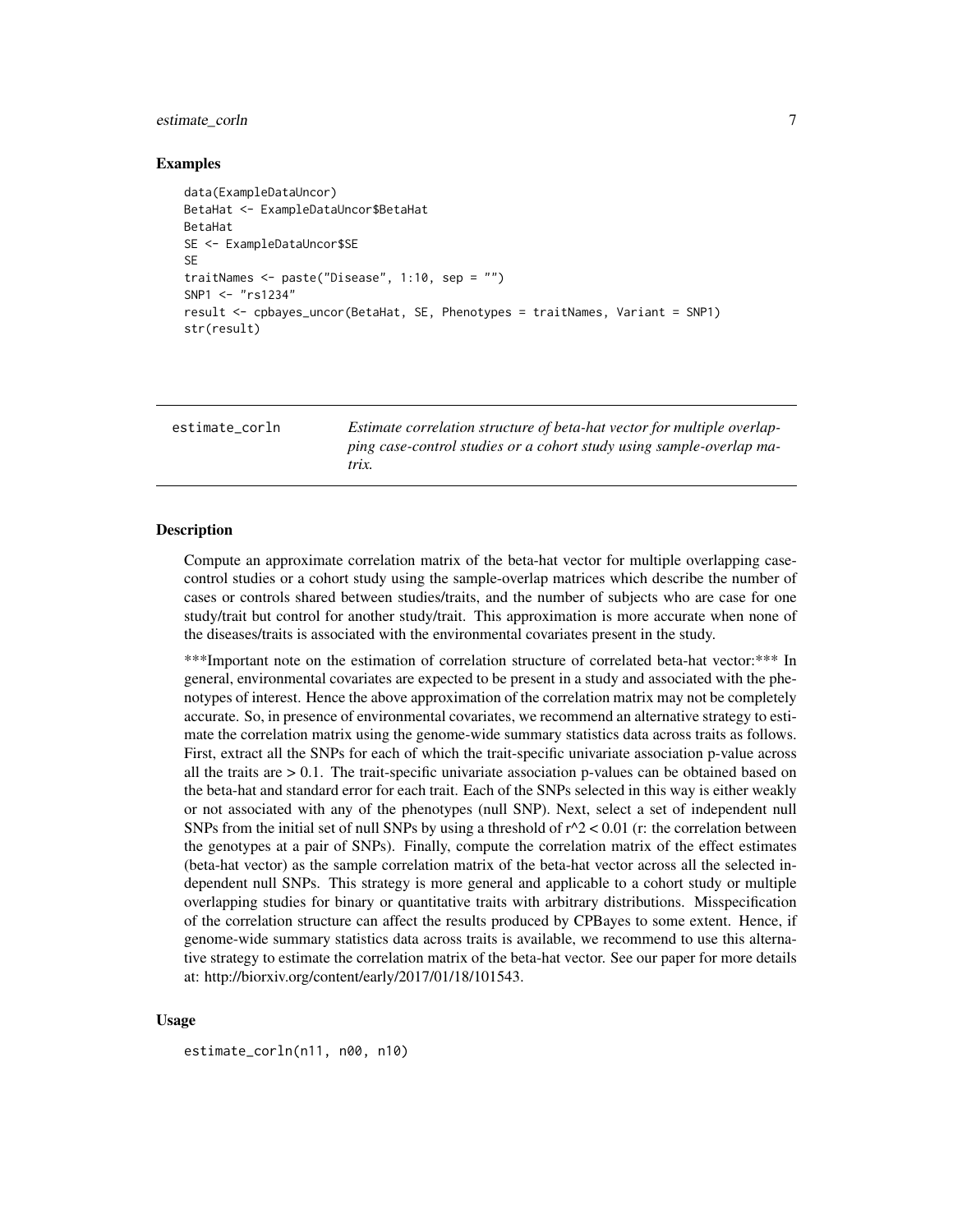### Examples

```
data(ExampleDataUncor)
BetaHat <- ExampleDataUncor$BetaHat
BetaHat
SE <- ExampleDataUncor$SE
SE
traitNames <- paste("Disease", 1:10, sep = "")
SNP1 <- "rs1234"
result <- cpbayes_uncor(BetaHat, SE, Phenotypes = traitNames, Variant = SNP1)
str(result)
```

---

## estimate_corln

*Estimate correlation structure of beta-hat vector for multiple overlapping case-control studies or a cohort study using sample-overlap matrix.*

---

### Description

Compute an approximate correlation matrix of the beta-hat vector for multiple overlapping case-control studies or a cohort study using the sample-overlap matrices which describe the number of cases or controls shared between studies/traits, and the number of subjects who are case for one study/trait but control for another study/trait. This approximation is more accurate when none of the diseases/traits is associated with the environmental covariates present in the study.

\*\*\*Important note on the estimation of correlation structure of correlated beta-hat vector:\*\*\* In general, environmental covariates are expected to be present in a study and associated with the phenotypes of interest. Hence the above approximation of the correlation matrix may not be completely accurate. So, in presence of environmental covariates, we recommend an alternative strategy to estimate the correlation matrix using the genome-wide summary statistics data across traits as follows. First, extract all the SNPs for each of which the trait-specific univariate association p-value across all the traits are > 0.1. The trait-specific univariate association p-values can be obtained based on the beta-hat and standard error for each trait. Each of the SNPs selected in this way is either weakly or not associated with any of the phenotypes (null SNP). Next, select a set of independent null SNPs from the initial set of null SNPs by using a threshold of r^2 < 0.01 (r: the correlation between the genotypes at a pair of SNPs). Finally, compute the correlation matrix of the effect estimates (beta-hat vector) as the sample correlation matrix of the beta-hat vector across all the selected independent null SNPs. This strategy is more general and applicable to a cohort study or multiple overlapping studies for binary or quantitative traits with arbitrary distributions. Misspecification of the correlation structure can affect the results produced by CPBayes to some extent. Hence, if genome-wide summary statistics data across traits is available, we recommend to use this alternative strategy to estimate the correlation matrix of the beta-hat vector. See our paper for more details at: http://biorxiv.org/content/early/2017/01/18/101543.

### Usage

```
estimate_corln(n11, n00, n10)
```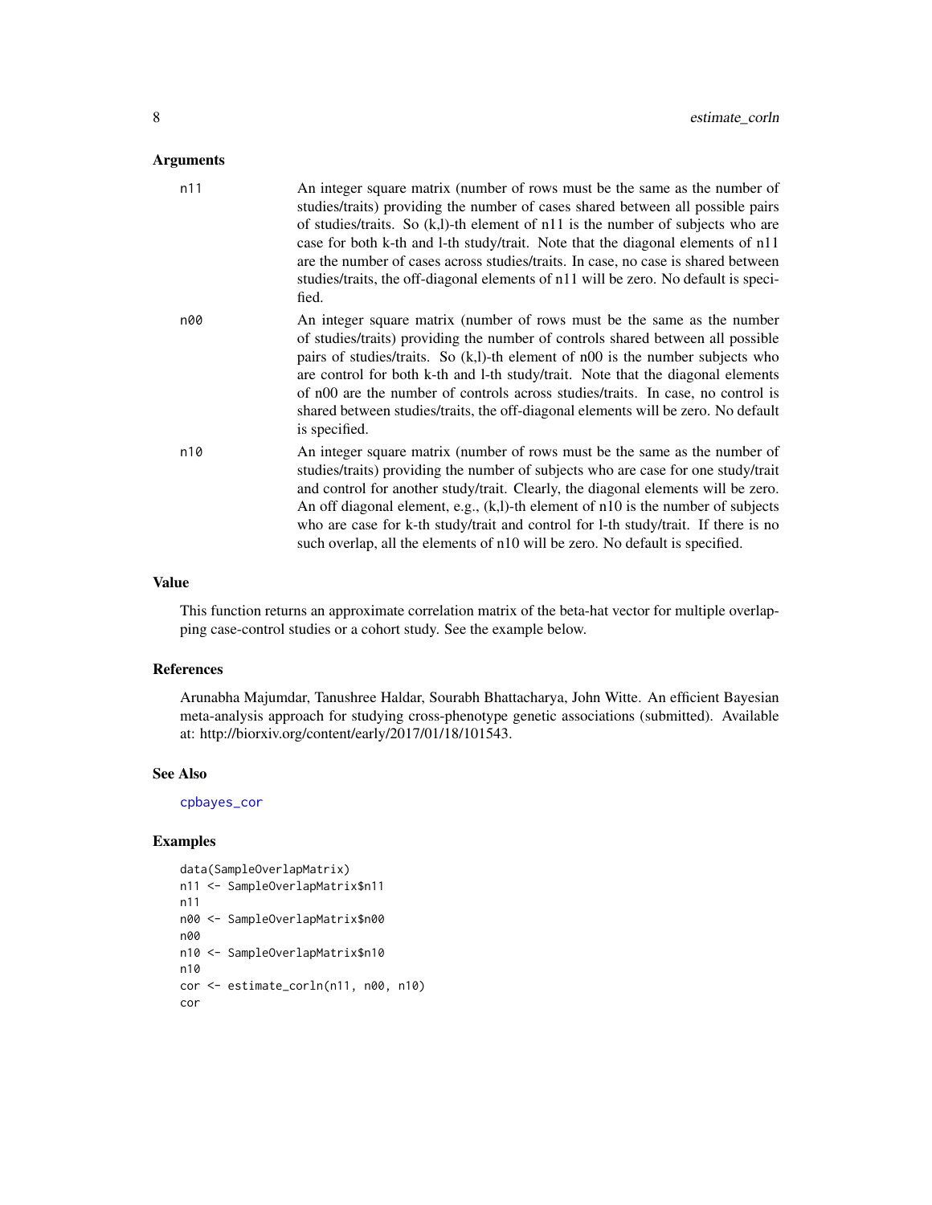## Arguments

n11
: An integer square matrix (number of rows must be the same as the number of studies/traits) providing the number of cases shared between all possible pairs of studies/traits. So (k,l)-th element of n11 is the number of subjects who are case for both k-th and l-th study/trait. Note that the diagonal elements of n11 are the number of cases across studies/traits. In case, no case is shared between studies/traits, the off-diagonal elements of n11 will be zero. No default is specified.

n00
: An integer square matrix (number of rows must be the same as the number of studies/traits) providing the number of controls shared between all possible pairs of studies/traits. So (k,l)-th element of n00 is the number subjects who are control for both k-th and l-th study/trait. Note that the diagonal elements of n00 are the number of controls across studies/traits. In case, no control is shared between studies/traits, the off-diagonal elements will be zero. No default is specified.

n10
: An integer square matrix (number of rows must be the same as the number of studies/traits) providing the number of subjects who are case for one study/trait and control for another study/trait. Clearly, the diagonal elements will be zero. An off diagonal element, e.g., (k,l)-th element of n10 is the number of subjects who are case for k-th study/trait and control for l-th study/trait. If there is no such overlap, all the elements of n10 will be zero. No default is specified.

## Value

This function returns an approximate correlation matrix of the beta-hat vector for multiple overlapping case-control studies or a cohort study. See the example below.

## References

Arunabha Majumdar, Tanushree Haldar, Sourabh Bhattacharya, John Witte. An efficient Bayesian meta-analysis approach for studying cross-phenotype genetic associations (submitted). Available at: http://biorxiv.org/content/early/2017/01/18/101543.

## See Also

cpbayes_cor

## Examples

```
data(SampleOverlapMatrix)
n11 <- SampleOverlapMatrix$n11
n11
n00 <- SampleOverlapMatrix$n00
n00
n10 <- SampleOverlapMatrix$n10
n10
cor <- estimate_corln(n11, n00, n10)
cor
```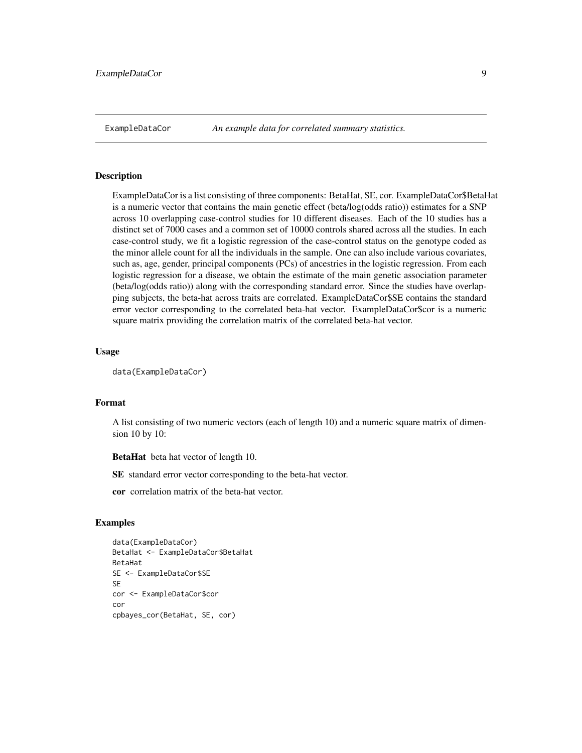ExampleDataCor *An example data for correlated summary statistics.*

## Description

ExampleDataCor is a list consisting of three components: BetaHat, SE, cor. ExampleDataCor$BetaHat is a numeric vector that contains the main genetic effect (beta/log(odds ratio)) estimates for a SNP across 10 overlapping case-control studies for 10 different diseases. Each of the 10 studies has a distinct set of 7000 cases and a common set of 10000 controls shared across all the studies. In each case-control study, we fit a logistic regression of the case-control status on the genotype coded as the minor allele count for all the individuals in the sample. One can also include various covariates, such as, age, gender, principal components (PCs) of ancestries in the logistic regression. From each logistic regression for a disease, we obtain the estimate of the main genetic association parameter (beta/log(odds ratio)) along with the corresponding standard error. Since the studies have overlapping subjects, the beta-hat across traits are correlated. ExampleDataCor$SE contains the standard error vector corresponding to the correlated beta-hat vector. ExampleDataCor$cor is a numeric square matrix providing the correlation matrix of the correlated beta-hat vector.

## Usage

```
data(ExampleDataCor)
```

## Format

A list consisting of two numeric vectors (each of length 10) and a numeric square matrix of dimension 10 by 10:

**BetaHat** beta hat vector of length 10.

**SE** standard error vector corresponding to the beta-hat vector.

**cor** correlation matrix of the beta-hat vector.

## Examples

```
data(ExampleDataCor)
BetaHat <- ExampleDataCor$BetaHat
BetaHat
SE <- ExampleDataCor$SE
SE
cor <- ExampleDataCor$cor
cor
cpbayes_cor(BetaHat, SE, cor)
```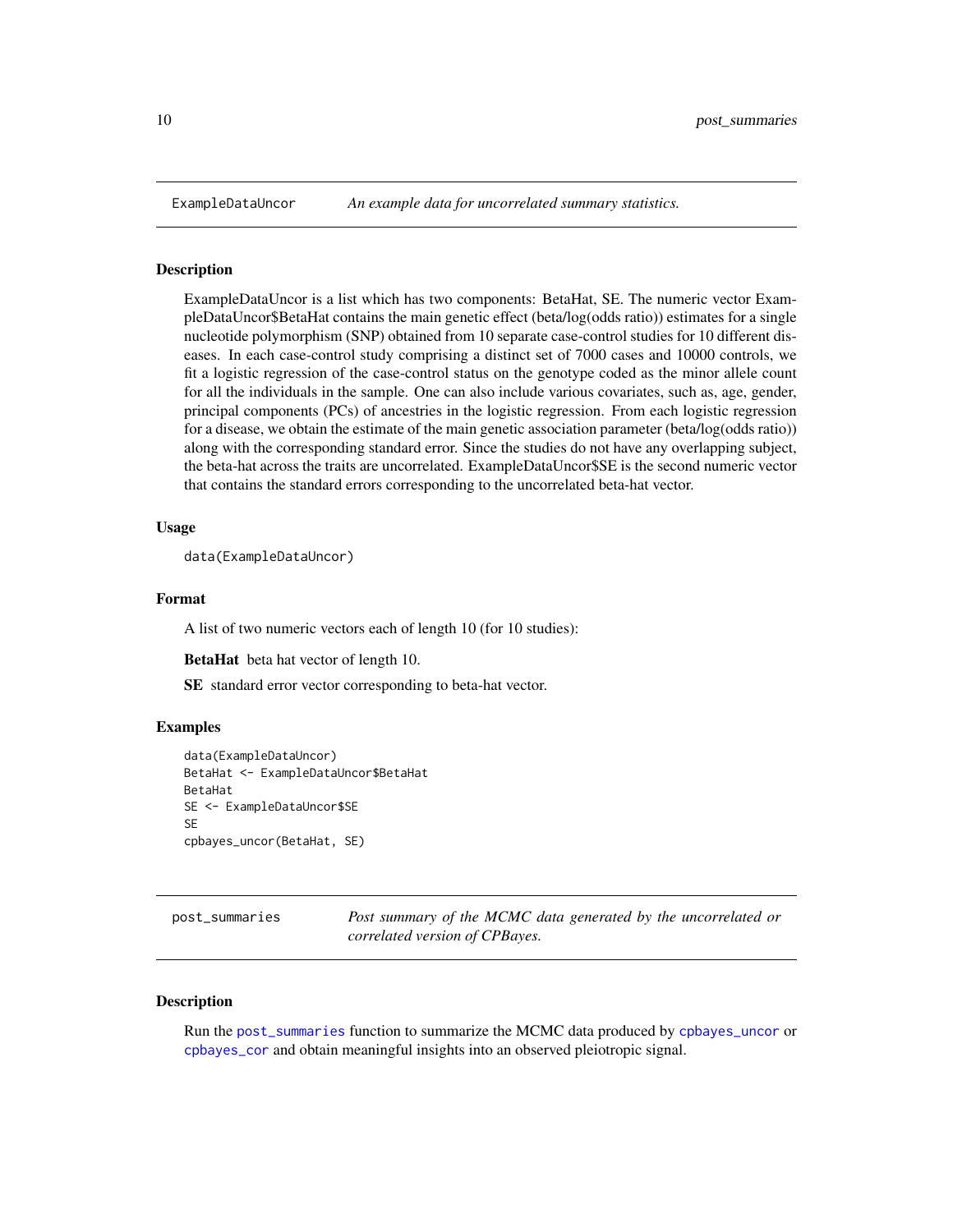## ExampleDataUncor — *An example data for uncorrelated summary statistics.*

### Description

ExampleDataUncor is a list which has two components: BetaHat, SE. The numeric vector ExampleDataUncor$BetaHat contains the main genetic effect (beta/log(odds ratio)) estimates for a single nucleotide polymorphism (SNP) obtained from 10 separate case-control studies for 10 different diseases. In each case-control study comprising a distinct set of 7000 cases and 10000 controls, we fit a logistic regression of the case-control status on the genotype coded as the minor allele count for all the individuals in the sample. One can also include various covariates, such as, age, gender, principal components (PCs) of ancestries in the logistic regression. From each logistic regression for a disease, we obtain the estimate of the main genetic association parameter (beta/log(odds ratio)) along with the corresponding standard error. Since the studies do not have any overlapping subject, the beta-hat across the traits are uncorrelated. ExampleDataUncor$SE is the second numeric vector that contains the standard errors corresponding to the uncorrelated beta-hat vector.

### Usage

```
data(ExampleDataUncor)
```

### Format

A list of two numeric vectors each of length 10 (for 10 studies):

**BetaHat** beta hat vector of length 10.

**SE** standard error vector corresponding to beta-hat vector.

### Examples

```
data(ExampleDataUncor)
BetaHat <- ExampleDataUncor$BetaHat
BetaHat
SE <- ExampleDataUncor$SE
SE
cpbayes_uncor(BetaHat, SE)
```

## post_summaries — *Post summary of the MCMC data generated by the uncorrelated or correlated version of CPBayes.*

### Description

Run the post_summaries function to summarize the MCMC data produced by cpbayes_uncor or cpbayes_cor and obtain meaningful insights into an observed pleiotropic signal.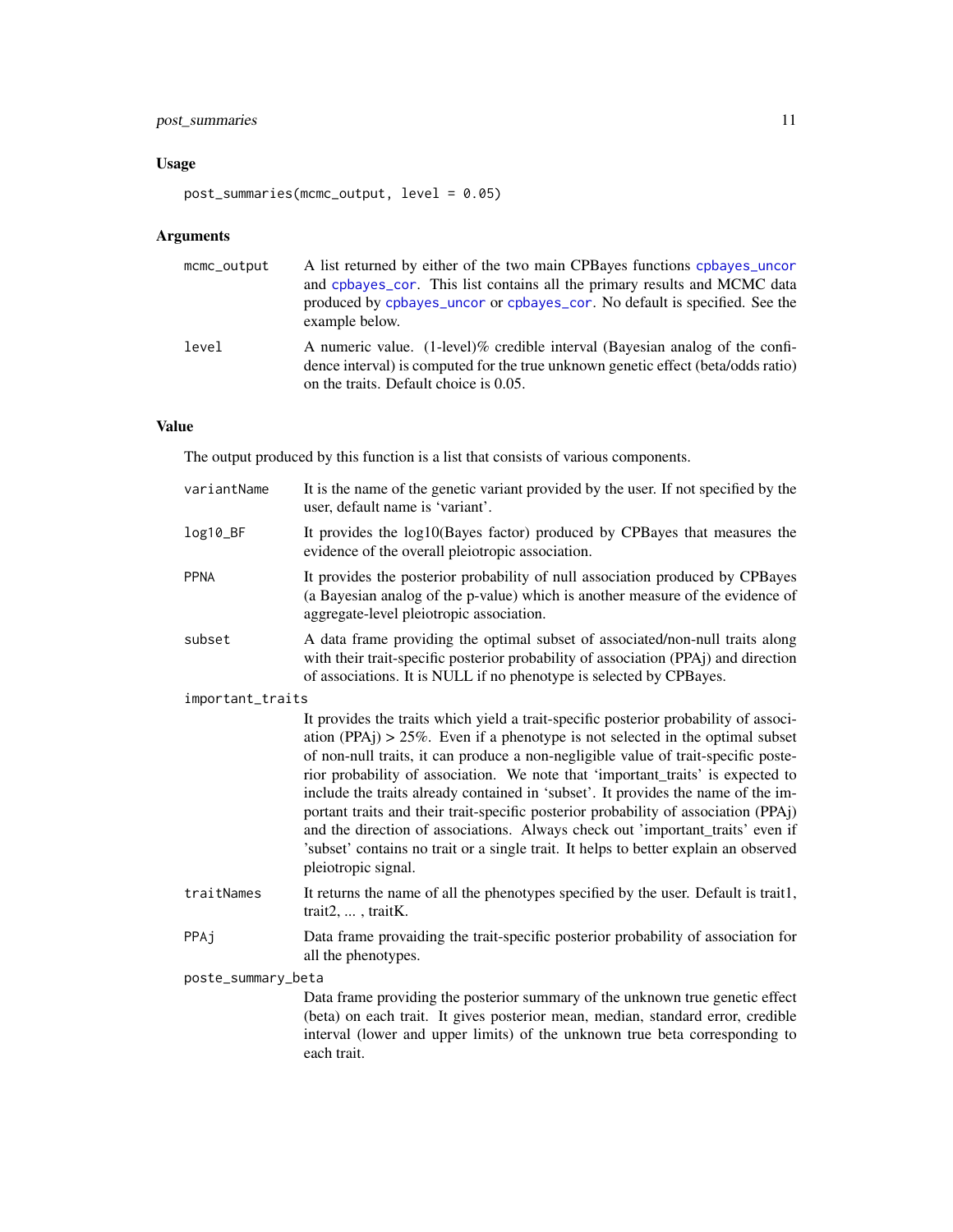## Usage

```
post_summaries(mcmc_output, level = 0.05)
```

## Arguments

| | |
|---|---|
| mcmc_output | A list returned by either of the two main CPBayes functions cpbayes_uncor and cpbayes_cor. This list contains all the primary results and MCMC data produced by cpbayes_uncor or cpbayes_cor. No default is specified. See the example below. |
| level | A numeric value. (1-level)% credible interval (Bayesian analog of the confidence interval) is computed for the true unknown genetic effect (beta/odds ratio) on the traits. Default choice is 0.05. |

## Value

The output produced by this function is a list that consists of various components.

| | |
|---|---|
| variantName | It is the name of the genetic variant provided by the user. If not specified by the user, default name is 'variant'. |
| log10_BF | It provides the log10(Bayes factor) produced by CPBayes that measures the evidence of the overall pleiotropic association. |
| PPNA | It provides the posterior probability of null association produced by CPBayes (a Bayesian analog of the p-value) which is another measure of the evidence of aggregate-level pleiotropic association. |
| subset | A data frame providing the optimal subset of associated/non-null traits along with their trait-specific posterior probability of association (PPAj) and direction of associations. It is NULL if no phenotype is selected by CPBayes. |
| important_traits | It provides the traits which yield a trait-specific posterior probability of association (PPAj) > 25%. Even if a phenotype is not selected in the optimal subset of non-null traits, it can produce a non-negligible value of trait-specific posterior probability of association. We note that 'important_traits' is expected to include the traits already contained in 'subset'. It provides the name of the important traits and their trait-specific posterior probability of association (PPAj) and the direction of associations. Always check out 'important_traits' even if 'subset' contains no trait or a single trait. It helps to better explain an observed pleiotropic signal. |
| traitNames | It returns the name of all the phenotypes specified by the user. Default is trait1, trait2, ... , traitK. |
| PPAj | Data frame provaiding the trait-specific posterior probability of association for all the phenotypes. |
| poste_summary_beta | Data frame providing the posterior summary of the unknown true genetic effect (beta) on each trait. It gives posterior mean, median, standard error, credible interval (lower and upper limits) of the unknown true beta corresponding to each trait. |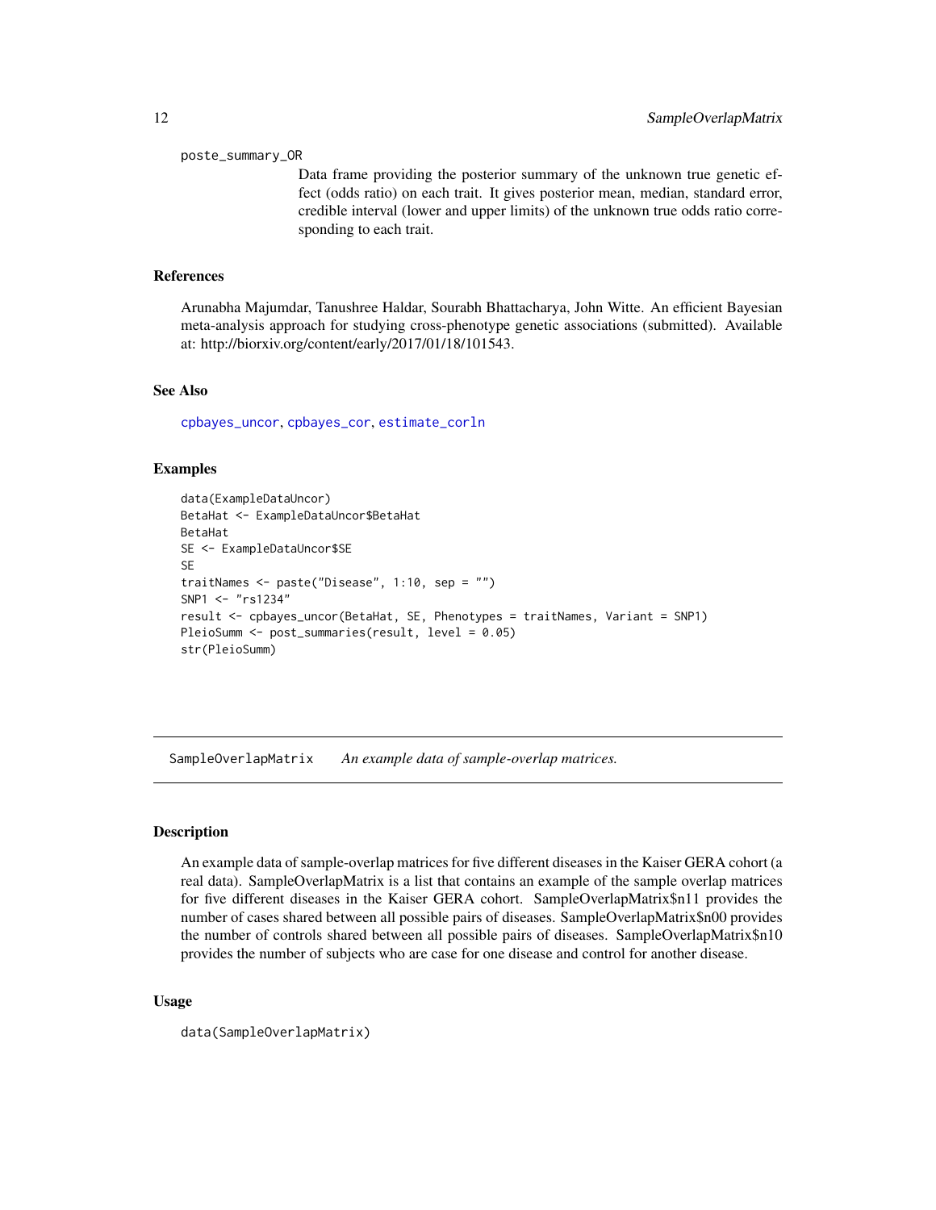poste_summary_OR
: Data frame providing the posterior summary of the unknown true genetic effect (odds ratio) on each trait. It gives posterior mean, median, standard error, credible interval (lower and upper limits) of the unknown true odds ratio corresponding to each trait.

### References

Arunabha Majumdar, Tanushree Haldar, Sourabh Bhattacharya, John Witte. An efficient Bayesian meta-analysis approach for studying cross-phenotype genetic associations (submitted). Available at: http://biorxiv.org/content/early/2017/01/18/101543.

### See Also

cpbayes_uncor, cpbayes_cor, estimate_corln

### Examples

```
data(ExampleDataUncor)
BetaHat <- ExampleDataUncor$BetaHat
BetaHat
SE <- ExampleDataUncor$SE
SE
traitNames <- paste("Disease", 1:10, sep = "")
SNP1 <- "rs1234"
result <- cpbayes_uncor(BetaHat, SE, Phenotypes = traitNames, Variant = SNP1)
PleioSumm <- post_summaries(result, level = 0.05)
str(PleioSumm)
```

## SampleOverlapMatrix — *An example data of sample-overlap matrices.*

### Description

An example data of sample-overlap matrices for five different diseases in the Kaiser GERA cohort (a real data). SampleOverlapMatrix is a list that contains an example of the sample overlap matrices for five different diseases in the Kaiser GERA cohort. SampleOverlapMatrix$n11 provides the number of cases shared between all possible pairs of diseases. SampleOverlapMatrix$n00 provides the number of controls shared between all possible pairs of diseases. SampleOverlapMatrix$n10 provides the number of subjects who are case for one disease and control for another disease.

### Usage

```
data(SampleOverlapMatrix)
```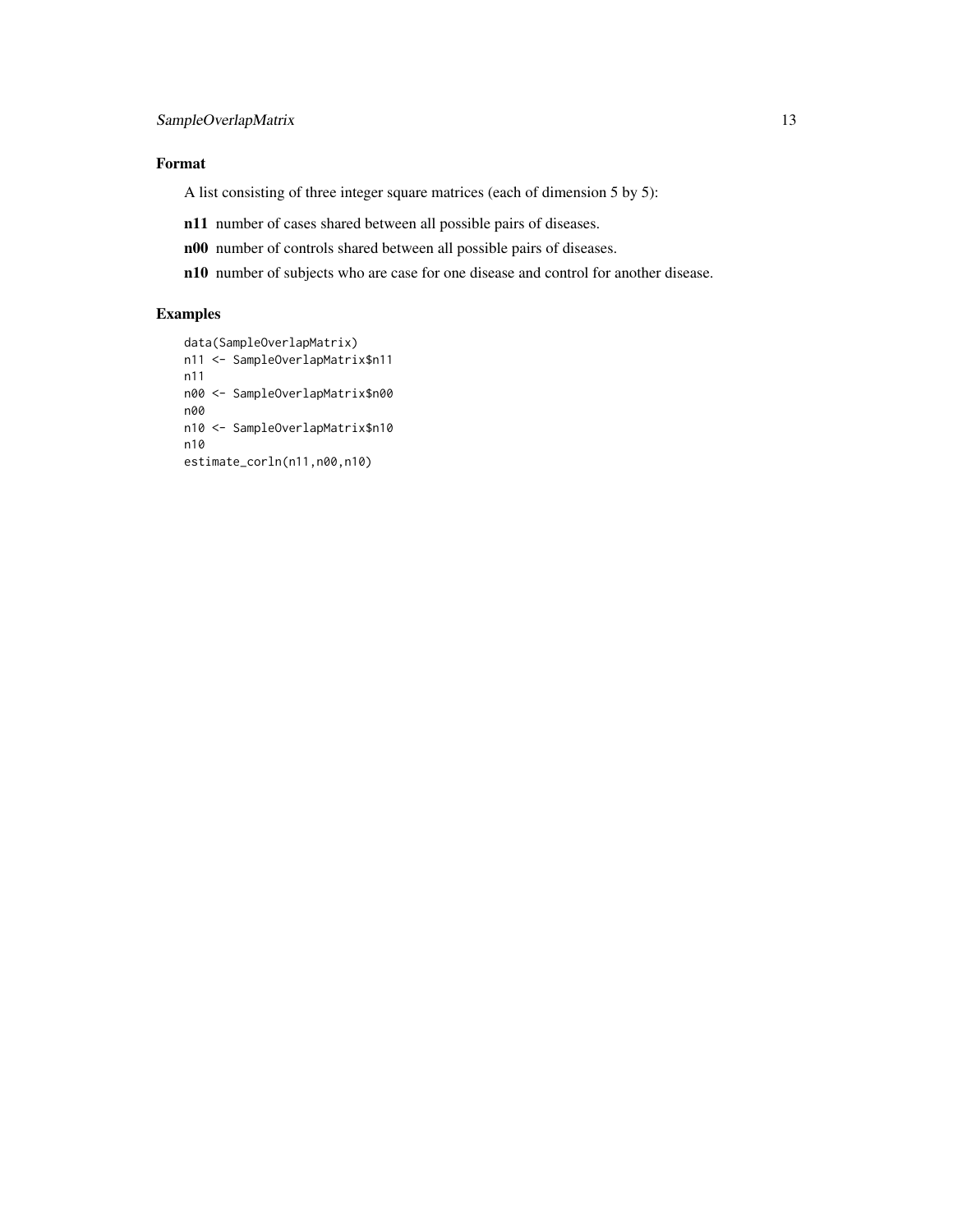### Format

A list consisting of three integer square matrices (each of dimension 5 by 5):

**n11** number of cases shared between all possible pairs of diseases.

**n00** number of controls shared between all possible pairs of diseases.

**n10** number of subjects who are case for one disease and control for another disease.

### Examples

```
data(SampleOverlapMatrix)
n11 <- SampleOverlapMatrix$n11
n11
n00 <- SampleOverlapMatrix$n00
n00
n10 <- SampleOverlapMatrix$n10
n10
estimate_corln(n11,n00,n10)
```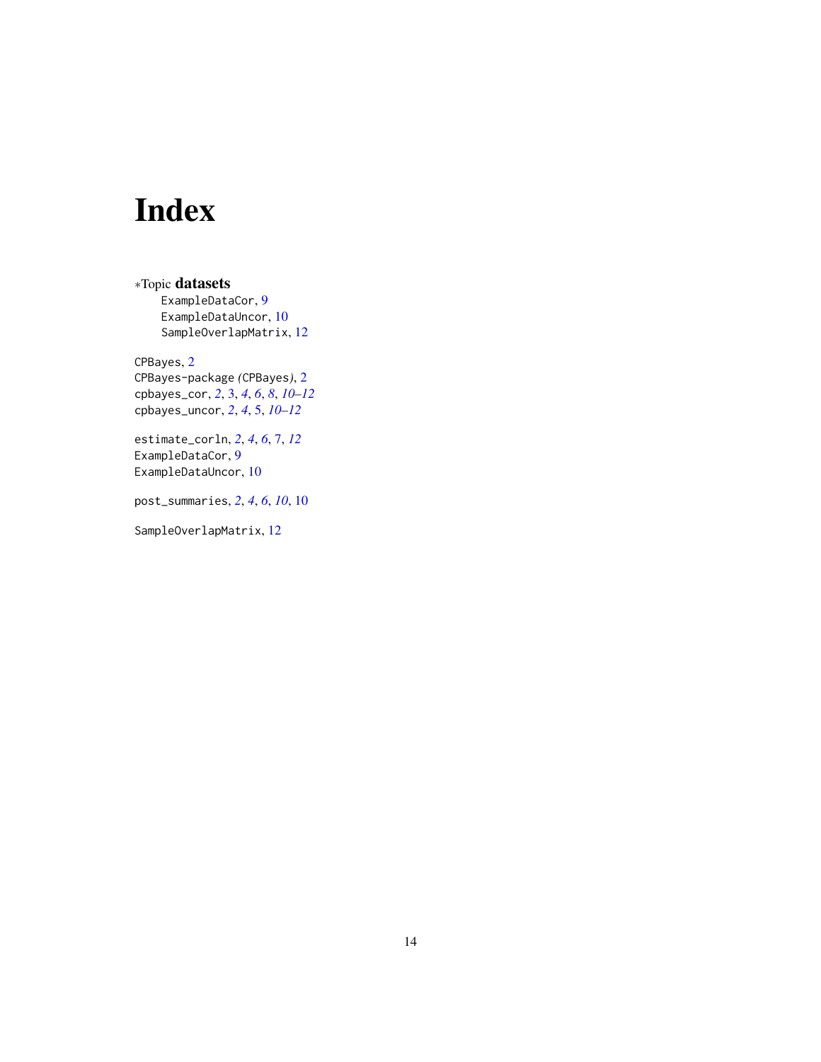# Index

*Topic **datasets**
    ExampleDataCor, 9
    ExampleDataUncor, 10
    SampleOverlapMatrix, 12

CPBayes, 2
CPBayes-package *(*CPBayes*)*, 2
cpbayes_cor, *2*, 3, *4*, *6*, *8*, *10–12*
cpbayes_uncor, *2*, *4*, 5, *10–12*

estimate_corln, *2*, *4*, *6*, 7, *12*
ExampleDataCor, 9
ExampleDataUncor, 10

post_summaries, *2*, *4*, *6*, *10*, 10

SampleOverlapMatrix, 12